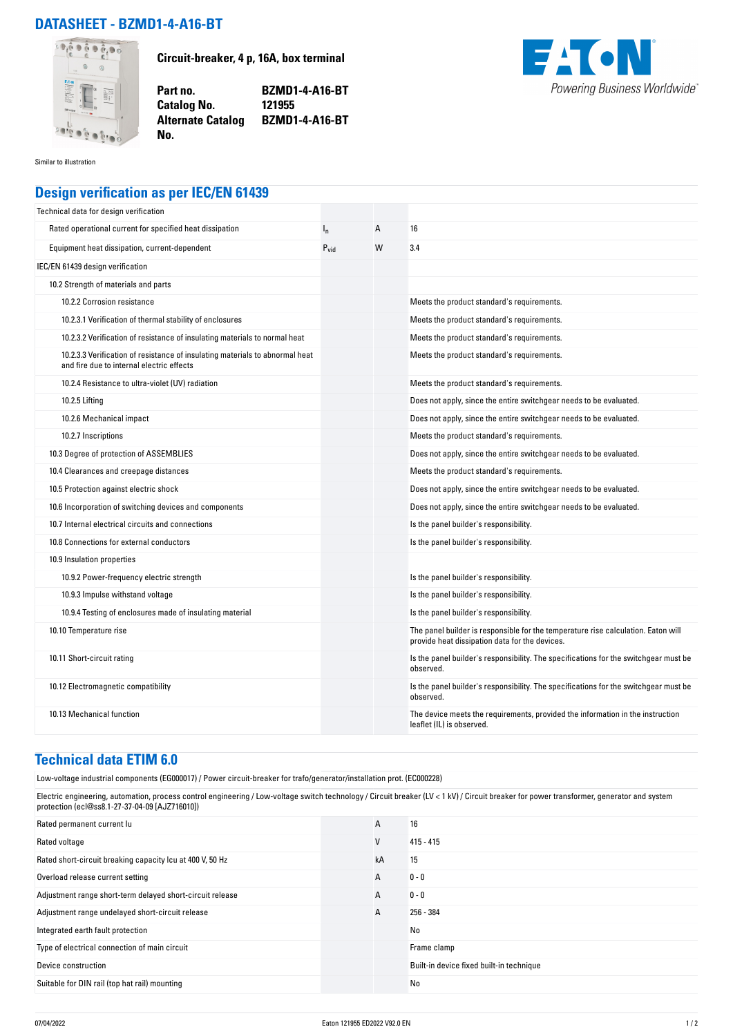# DATASHEET - BZMD1-4-A16-BT

**Circuit-breaker, 4 p, 16A, box terminal**

| | |
|---|---|
| **Part no.** | **BZMD1-4-A16-BT** |
| **Catalog No.** | **121955** |
| **Alternate Catalog No.** | **BZMD1-4-A16-BT** |

Similar to illustration

## Design verification as per IEC/EN 61439

| Technical data for design verification | | | |
|---|---|---|---|
| Rated operational current for specified heat dissipation | $I_n$ | A | 16 |
| Equipment heat dissipation, current-dependent | $P_{vid}$ | W | 3.4 |
| IEC/EN 61439 design verification | | | |
| 10.2 Strength of materials and parts | | | |
| 10.2.2 Corrosion resistance | | | Meets the product standard's requirements. |
| 10.2.3.1 Verification of thermal stability of enclosures | | | Meets the product standard's requirements. |
| 10.2.3.2 Verification of resistance of insulating materials to normal heat | | | Meets the product standard's requirements. |
| 10.2.3.3 Verification of resistance of insulating materials to abnormal heat and fire due to internal electric effects | | | Meets the product standard's requirements. |
| 10.2.4 Resistance to ultra-violet (UV) radiation | | | Meets the product standard's requirements. |
| 10.2.5 Lifting | | | Does not apply, since the entire switchgear needs to be evaluated. |
| 10.2.6 Mechanical impact | | | Does not apply, since the entire switchgear needs to be evaluated. |
| 10.2.7 Inscriptions | | | Meets the product standard's requirements. |
| 10.3 Degree of protection of ASSEMBLIES | | | Does not apply, since the entire switchgear needs to be evaluated. |
| 10.4 Clearances and creepage distances | | | Meets the product standard's requirements. |
| 10.5 Protection against electric shock | | | Does not apply, since the entire switchgear needs to be evaluated. |
| 10.6 Incorporation of switching devices and components | | | Does not apply, since the entire switchgear needs to be evaluated. |
| 10.7 Internal electrical circuits and connections | | | Is the panel builder's responsibility. |
| 10.8 Connections for external conductors | | | Is the panel builder's responsibility. |
| 10.9 Insulation properties | | | |
| 10.9.2 Power-frequency electric strength | | | Is the panel builder's responsibility. |
| 10.9.3 Impulse withstand voltage | | | Is the panel builder's responsibility. |
| 10.9.4 Testing of enclosures made of insulating material | | | Is the panel builder's responsibility. |
| 10.10 Temperature rise | | | The panel builder is responsible for the temperature rise calculation. Eaton will provide heat dissipation data for the devices. |
| 10.11 Short-circuit rating | | | Is the panel builder's responsibility. The specifications for the switchgear must be observed. |
| 10.12 Electromagnetic compatibility | | | Is the panel builder's responsibility. The specifications for the switchgear must be observed. |
| 10.13 Mechanical function | | | The device meets the requirements, provided the information in the instruction leaflet (IL) is observed. |

## Technical data ETIM 6.0

Low-voltage industrial components (EG000017) / Power circuit-breaker for trafo/generator/installation prot. (EC000228)

Electric engineering, automation, process control engineering / Low-voltage switch technology / Circuit breaker (LV < 1 kV) / Circuit breaker for power transformer, generator and system protection (ecl@ss8.1-27-37-04-09 [AJZ716010])

| | | |
|---|---|---|
| Rated permanent current Iu | A | 16 |
| Rated voltage | V | 415 - 415 |
| Rated short-circuit breaking capacity Icu at 400 V, 50 Hz | kA | 15 |
| Overload release current setting | A | 0 - 0 |
| Adjustment range short-term delayed short-circuit release | A | 0 - 0 |
| Adjustment range undelayed short-circuit release | A | 256 - 384 |
| Integrated earth fault protection | | No |
| Type of electrical connection of main circuit | | Frame clamp |
| Device construction | | Built-in device fixed built-in technique |
| Suitable for DIN rail (top hat rail) mounting | | No |

07/04/2022 Eaton 121955 ED2022 V92.0 EN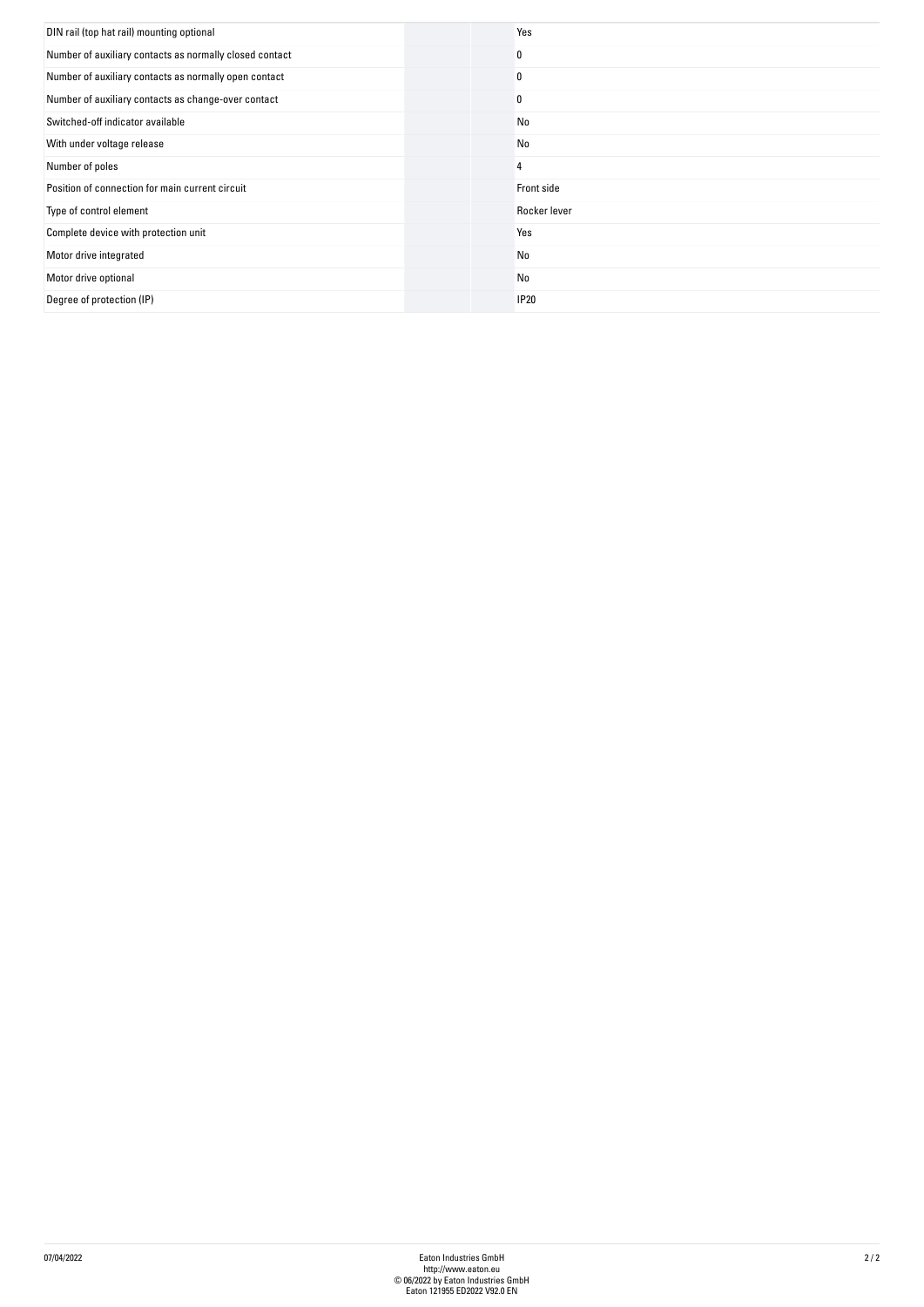| | | |
|---|---|---|
| DIN rail (top hat rail) mounting optional | | Yes |
| Number of auxiliary contacts as normally closed contact | | 0 |
| Number of auxiliary contacts as normally open contact | | 0 |
| Number of auxiliary contacts as change-over contact | | 0 |
| Switched-off indicator available | | No |
| With under voltage release | | No |
| Number of poles | | 4 |
| Position of connection for main current circuit | | Front side |
| Type of control element | | Rocker lever |
| Complete device with protection unit | | Yes |
| Motor drive integrated | | No |
| Motor drive optional | | No |
| Degree of protection (IP) | | IP20 |